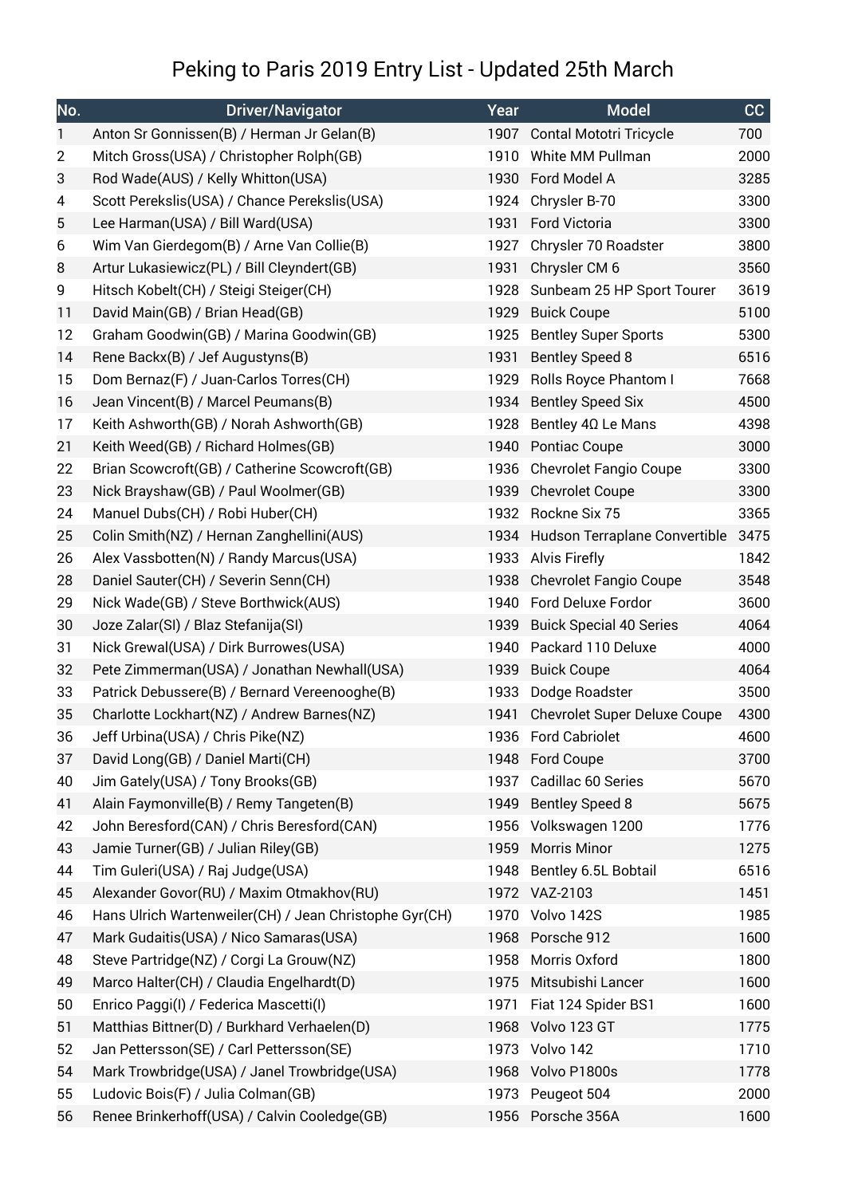# Peking to Paris 2019 Entry List - Updated 25th March

| No. | Driver/Navigator | Year | Model | CC |
|---|---|---|---|---|
| 1 | Anton Sr Gonnissen(B) / Herman Jr Gelan(B) | 1907 | Contal Mototri Tricycle | 700 |
| 2 | Mitch Gross(USA) / Christopher Rolph(GB) | 1910 | White MM Pullman | 2000 |
| 3 | Rod Wade(AUS) / Kelly Whitton(USA) | 1930 | Ford Model A | 3285 |
| 4 | Scott Perekslis(USA) / Chance Perekslis(USA) | 1924 | Chrysler B-70 | 3300 |
| 5 | Lee Harman(USA) / Bill Ward(USA) | 1931 | Ford Victoria | 3300 |
| 6 | Wim Van Gierdegom(B) / Arne Van Collie(B) | 1927 | Chrysler 70 Roadster | 3800 |
| 8 | Artur Lukasiewicz(PL) / Bill Cleyndert(GB) | 1931 | Chrysler CM 6 | 3560 |
| 9 | Hitsch Kobelt(CH) / Steigi Steiger(CH) | 1928 | Sunbeam 25 HP Sport Tourer | 3619 |
| 11 | David Main(GB) / Brian Head(GB) | 1929 | Buick Coupe | 5100 |
| 12 | Graham Goodwin(GB) / Marina Goodwin(GB) | 1925 | Bentley Super Sports | 5300 |
| 14 | Rene Backx(B) / Jef Augustyns(B) | 1931 | Bentley Speed 8 | 6516 |
| 15 | Dom Bernaz(F) / Juan-Carlos Torres(CH) | 1929 | Rolls Royce Phantom I | 7668 |
| 16 | Jean Vincent(B) / Marcel Peumans(B) | 1934 | Bentley Speed Six | 4500 |
| 17 | Keith Ashworth(GB) / Norah Ashworth(GB) | 1928 | Bentley 4Ω Le Mans | 4398 |
| 21 | Keith Weed(GB) / Richard Holmes(GB) | 1940 | Pontiac Coupe | 3000 |
| 22 | Brian Scowcroft(GB) / Catherine Scowcroft(GB) | 1936 | Chevrolet Fangio Coupe | 3300 |
| 23 | Nick Brayshaw(GB) / Paul Woolmer(GB) | 1939 | Chevrolet Coupe | 3300 |
| 24 | Manuel Dubs(CH) / Robi Huber(CH) | 1932 | Rockne Six 75 | 3365 |
| 25 | Colin Smith(NZ) / Hernan Zanghellini(AUS) | 1934 | Hudson Terraplane Convertible | 3475 |
| 26 | Alex Vassbotten(N) / Randy Marcus(USA) | 1933 | Alvis Firefly | 1842 |
| 28 | Daniel Sauter(CH) / Severin Senn(CH) | 1938 | Chevrolet Fangio Coupe | 3548 |
| 29 | Nick Wade(GB) / Steve Borthwick(AUS) | 1940 | Ford Deluxe Fordor | 3600 |
| 30 | Joze Zalar(SI) / Blaz Stefanija(SI) | 1939 | Buick Special 40 Series | 4064 |
| 31 | Nick Grewal(USA) / Dirk Burrowes(USA) | 1940 | Packard 110 Deluxe | 4000 |
| 32 | Pete Zimmerman(USA) / Jonathan Newhall(USA) | 1939 | Buick Coupe | 4064 |
| 33 | Patrick Debussere(B) / Bernard Vereenooghe(B) | 1933 | Dodge Roadster | 3500 |
| 35 | Charlotte Lockhart(NZ) / Andrew Barnes(NZ) | 1941 | Chevrolet Super Deluxe Coupe | 4300 |
| 36 | Jeff Urbina(USA) / Chris Pike(NZ) | 1936 | Ford Cabriolet | 4600 |
| 37 | David Long(GB) / Daniel Marti(CH) | 1948 | Ford Coupe | 3700 |
| 40 | Jim Gately(USA) / Tony Brooks(GB) | 1937 | Cadillac 60 Series | 5670 |
| 41 | Alain Faymonville(B) / Remy Tangeten(B) | 1949 | Bentley Speed 8 | 5675 |
| 42 | John Beresford(CAN) / Chris Beresford(CAN) | 1956 | Volkswagen 1200 | 1776 |
| 43 | Jamie Turner(GB) / Julian Riley(GB) | 1959 | Morris Minor | 1275 |
| 44 | Tim Guleri(USA) / Raj Judge(USA) | 1948 | Bentley 6.5L Bobtail | 6516 |
| 45 | Alexander Govor(RU) / Maxim Otmakhov(RU) | 1972 | VAZ-2103 | 1451 |
| 46 | Hans Ulrich Wartenweiler(CH) / Jean Christophe Gyr(CH) | 1970 | Volvo 142S | 1985 |
| 47 | Mark Gudaitis(USA) / Nico Samaras(USA) | 1968 | Porsche 912 | 1600 |
| 48 | Steve Partridge(NZ) / Corgi La Grouw(NZ) | 1958 | Morris Oxford | 1800 |
| 49 | Marco Halter(CH) / Claudia Engelhardt(D) | 1975 | Mitsubishi Lancer | 1600 |
| 50 | Enrico Paggi(I) / Federica Mascetti(I) | 1971 | Fiat 124 Spider BS1 | 1600 |
| 51 | Matthias Bittner(D) / Burkhard Verhaelen(D) | 1968 | Volvo 123 GT | 1775 |
| 52 | Jan Pettersson(SE) / Carl Pettersson(SE) | 1973 | Volvo 142 | 1710 |
| 54 | Mark Trowbridge(USA) / Janel Trowbridge(USA) | 1968 | Volvo P1800s | 1778 |
| 55 | Ludovic Bois(F) / Julia Colman(GB) | 1973 | Peugeot 504 | 2000 |
| 56 | Renee Brinkerhoff(USA) / Calvin Cooledge(GB) | 1956 | Porsche 356A | 1600 |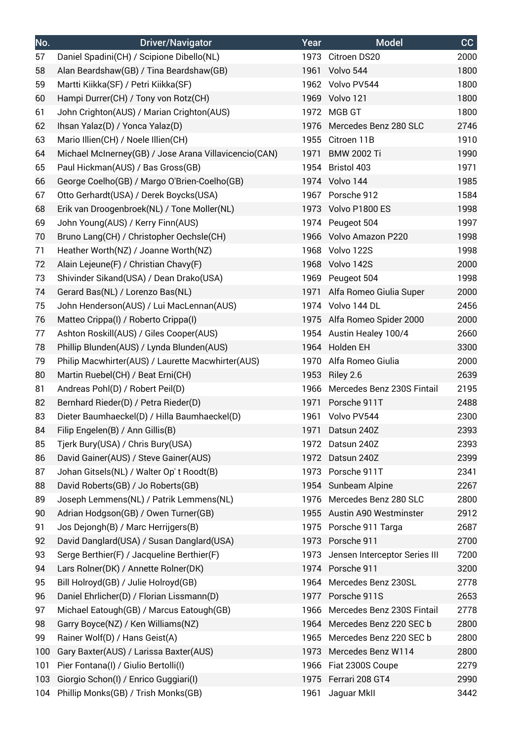| No. | Driver/Navigator | Year | Model | CC |
| --- | --- | --- | --- | --- |
| 57 | Daniel Spadini(CH) / Scipione Dibello(NL) | 1973 | Citroen DS20 | 2000 |
| 58 | Alan Beardshaw(GB) / Tina Beardshaw(GB) | 1961 | Volvo 544 | 1800 |
| 59 | Martti Kiikka(SF) / Petri Kiikka(SF) | 1962 | Volvo PV544 | 1800 |
| 60 | Hampi Durrer(CH) / Tony von Rotz(CH) | 1969 | Volvo 121 | 1800 |
| 61 | John Crighton(AUS) / Marian Crighton(AUS) | 1972 | MGB GT | 1800 |
| 62 | Ihsan Yalaz(D) / Yonca Yalaz(D) | 1976 | Mercedes Benz 280 SLC | 2746 |
| 63 | Mario Illien(CH) / Noele Illien(CH) | 1955 | Citroen 11B | 1910 |
| 64 | Michael McInerney(GB) / Jose Arana Villavicencio(CAN) | 1971 | BMW 2002 Ti | 1990 |
| 65 | Paul Hickman(AUS) / Bas Gross(GB) | 1954 | Bristol 403 | 1971 |
| 66 | George Coelho(GB) / Margo O'Brien-Coelho(GB) | 1974 | Volvo 144 | 1985 |
| 67 | Otto Gerhardt(USA) / Derek Boycks(USA) | 1967 | Porsche 912 | 1584 |
| 68 | Erik van Droogenbroek(NL) / Tone Moller(NL) | 1973 | Volvo P1800 ES | 1998 |
| 69 | John Young(AUS) / Kerry Finn(AUS) | 1974 | Peugeot 504 | 1997 |
| 70 | Bruno Lang(CH) / Christopher Oechsle(CH) | 1966 | Volvo Amazon P220 | 1998 |
| 71 | Heather Worth(NZ) / Joanne Worth(NZ) | 1968 | Volvo 122S | 1998 |
| 72 | Alain Lejeune(F) / Christian Chavy(F) | 1968 | Volvo 142S | 2000 |
| 73 | Shivinder Sikand(USA) / Dean Drako(USA) | 1969 | Peugeot 504 | 1998 |
| 74 | Gerard Bas(NL) / Lorenzo Bas(NL) | 1971 | Alfa Romeo Giulia Super | 2000 |
| 75 | John Henderson(AUS) / Lui MacLennan(AUS) | 1974 | Volvo 144 DL | 2456 |
| 76 | Matteo Crippa(I) / Roberto Crippa(I) | 1975 | Alfa Romeo Spider 2000 | 2000 |
| 77 | Ashton Roskill(AUS) / Giles Cooper(AUS) | 1954 | Austin Healey 100/4 | 2660 |
| 78 | Phillip Blunden(AUS) / Lynda Blunden(AUS) | 1964 | Holden EH | 3300 |
| 79 | Philip Macwhirter(AUS) / Laurette Macwhirter(AUS) | 1970 | Alfa Romeo Giulia | 2000 |
| 80 | Martin Ruebel(CH) / Beat Erni(CH) | 1953 | Riley 2.6 | 2639 |
| 81 | Andreas Pohl(D) / Robert Peil(D) | 1966 | Mercedes Benz 230S Fintail | 2195 |
| 82 | Bernhard Rieder(D) / Petra Rieder(D) | 1971 | Porsche 911T | 2488 |
| 83 | Dieter Baumhaeckel(D) / Hilla Baumhaeckel(D) | 1961 | Volvo PV544 | 2300 |
| 84 | Filip Engelen(B) / Ann Gillis(B) | 1971 | Datsun 240Z | 2393 |
| 85 | Tjerk Bury(USA) / Chris Bury(USA) | 1972 | Datsun 240Z | 2393 |
| 86 | David Gainer(AUS) / Steve Gainer(AUS) | 1972 | Datsun 240Z | 2399 |
| 87 | Johan Gitsels(NL) / Walter Op' t Roodt(B) | 1973 | Porsche 911T | 2341 |
| 88 | David Roberts(GB) / Jo Roberts(GB) | 1954 | Sunbeam Alpine | 2267 |
| 89 | Joseph Lemmens(NL) / Patrik Lemmens(NL) | 1976 | Mercedes Benz 280 SLC | 2800 |
| 90 | Adrian Hodgson(GB) / Owen Turner(GB) | 1955 | Austin A90 Westminster | 2912 |
| 91 | Jos Dejongh(B) / Marc Herrijgers(B) | 1975 | Porsche 911 Targa | 2687 |
| 92 | David Dangland(USA) / Susan Dangland(USA) | 1973 | Porsche 911 | 2700 |
| 93 | Serge Berthier(F) / Jacqueline Berthier(F) | 1973 | Jensen Interceptor Series III | 7200 |
| 94 | Lars Rolner(DK) / Annette Rolner(DK) | 1974 | Porsche 911 | 3200 |
| 95 | Bill Holroyd(GB) / Julie Holroyd(GB) | 1964 | Mercedes Benz 230SL | 2778 |
| 96 | Daniel Ehrlicher(D) / Florian Lissmann(D) | 1977 | Porsche 911S | 2653 |
| 97 | Michael Eatough(GB) / Marcus Eatough(GB) | 1966 | Mercedes Benz 230S Fintail | 2778 |
| 98 | Garry Boyce(NZ) / Ken Williams(NZ) | 1964 | Mercedes Benz 220 SEC b | 2800 |
| 99 | Rainer Wolf(D) / Hans Geist(A) | 1965 | Mercedes Benz 220 SEC b | 2800 |
| 100 | Gary Baxter(AUS) / Larissa Baxter(AUS) | 1973 | Mercedes Benz W114 | 2800 |
| 101 | Pier Fontana(I) / Giulio Bertolli(I) | 1966 | Fiat 2300S Coupe | 2279 |
| 103 | Giorgio Schon(I) / Enrico Guggiari(I) | 1975 | Ferrari 208 GT4 | 2990 |
| 104 | Phillip Monks(GB) / Trish Monks(GB) | 1961 | Jaguar MkII | 3442 |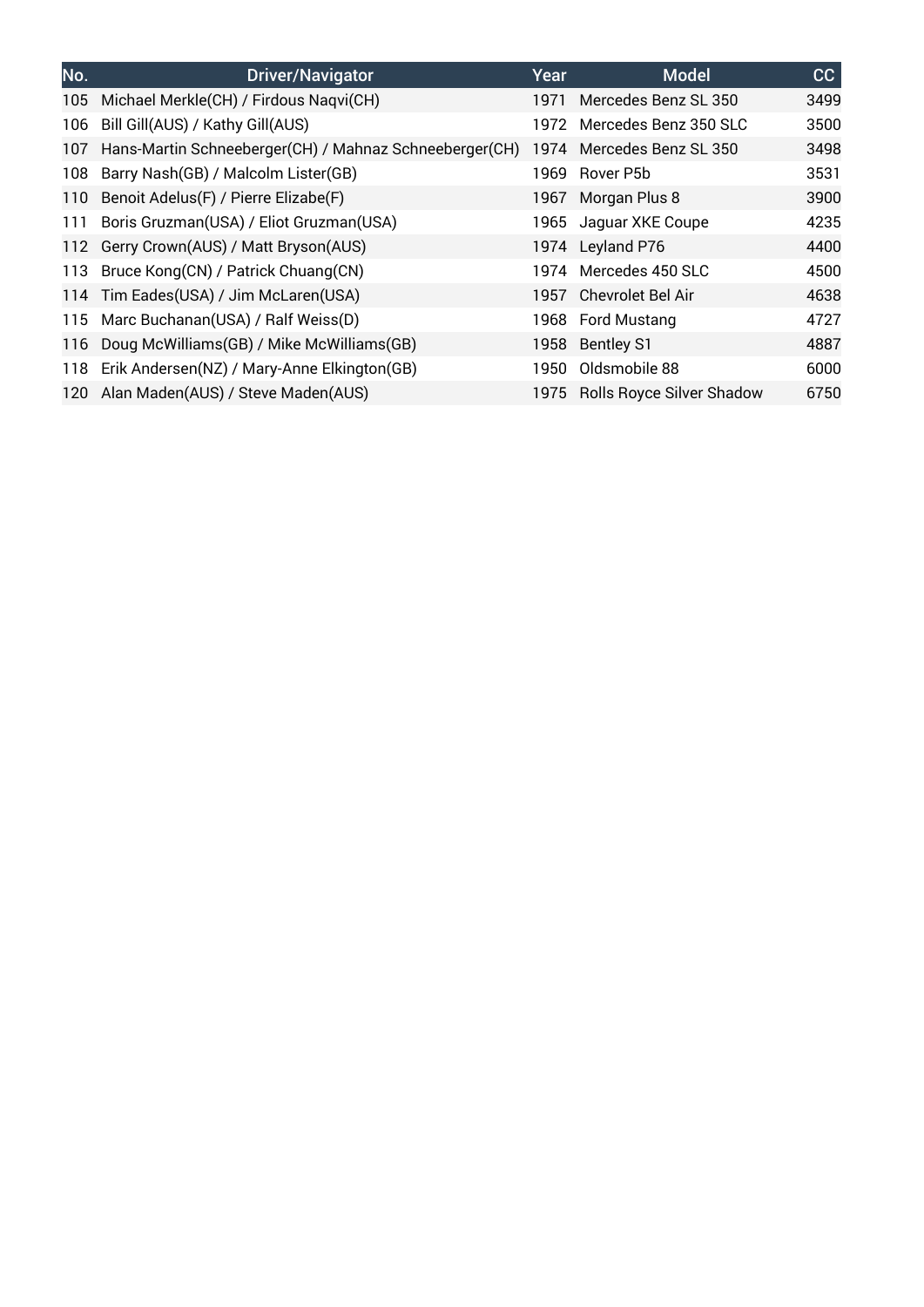| No. | Driver/Navigator | Year | Model | CC |
|---|---|---|---|---|
| 105 | Michael Merkle(CH) / Firdous Naqvi(CH) | 1971 | Mercedes Benz SL 350 | 3499 |
| 106 | Bill Gill(AUS) / Kathy Gill(AUS) | 1972 | Mercedes Benz 350 SLC | 3500 |
| 107 | Hans-Martin Schneeberger(CH) / Mahnaz Schneeberger(CH) | 1974 | Mercedes Benz SL 350 | 3498 |
| 108 | Barry Nash(GB) / Malcolm Lister(GB) | 1969 | Rover P5b | 3531 |
| 110 | Benoit Adelus(F) / Pierre Elizabe(F) | 1967 | Morgan Plus 8 | 3900 |
| 111 | Boris Gruzman(USA) / Eliot Gruzman(USA) | 1965 | Jaguar XKE Coupe | 4235 |
| 112 | Gerry Crown(AUS) / Matt Bryson(AUS) | 1974 | Leyland P76 | 4400 |
| 113 | Bruce Kong(CN) / Patrick Chuang(CN) | 1974 | Mercedes 450 SLC | 4500 |
| 114 | Tim Eades(USA) / Jim McLaren(USA) | 1957 | Chevrolet Bel Air | 4638 |
| 115 | Marc Buchanan(USA) / Ralf Weiss(D) | 1968 | Ford Mustang | 4727 |
| 116 | Doug McWilliams(GB) / Mike McWilliams(GB) | 1958 | Bentley S1 | 4887 |
| 118 | Erik Andersen(NZ) / Mary-Anne Elkington(GB) | 1950 | Oldsmobile 88 | 6000 |
| 120 | Alan Maden(AUS) / Steve Maden(AUS) | 1975 | Rolls Royce Silver Shadow | 6750 |